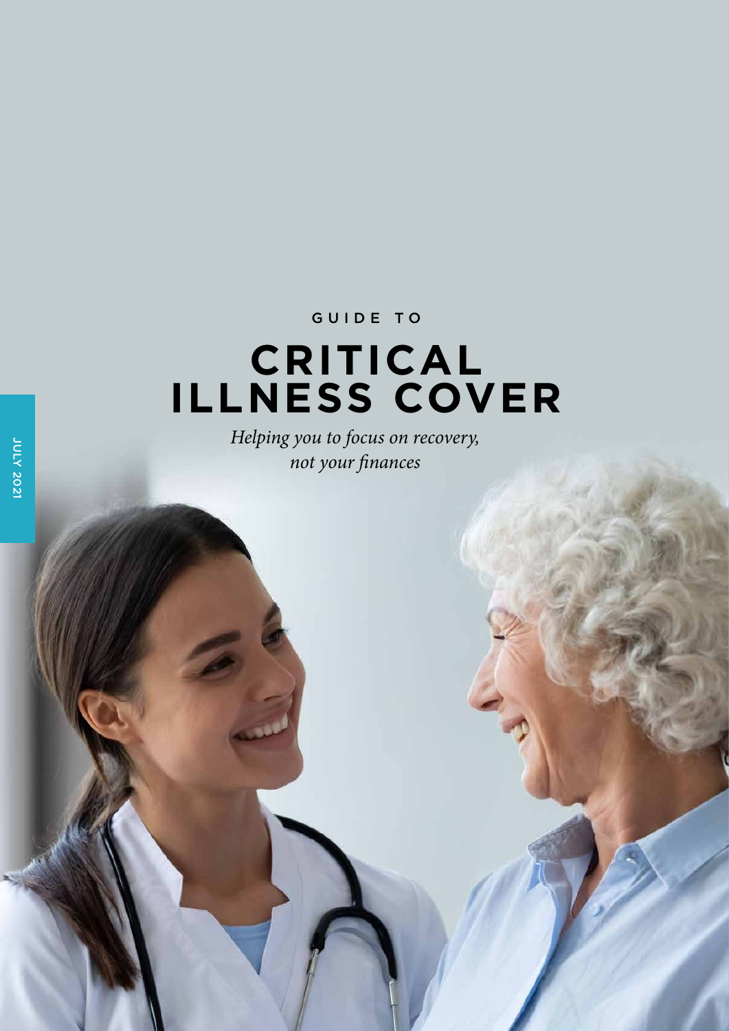GUIDE TO

# CRITICAL ILLNESS COVER

*Helping you to focus on recovery, not your finances*

JULY 2021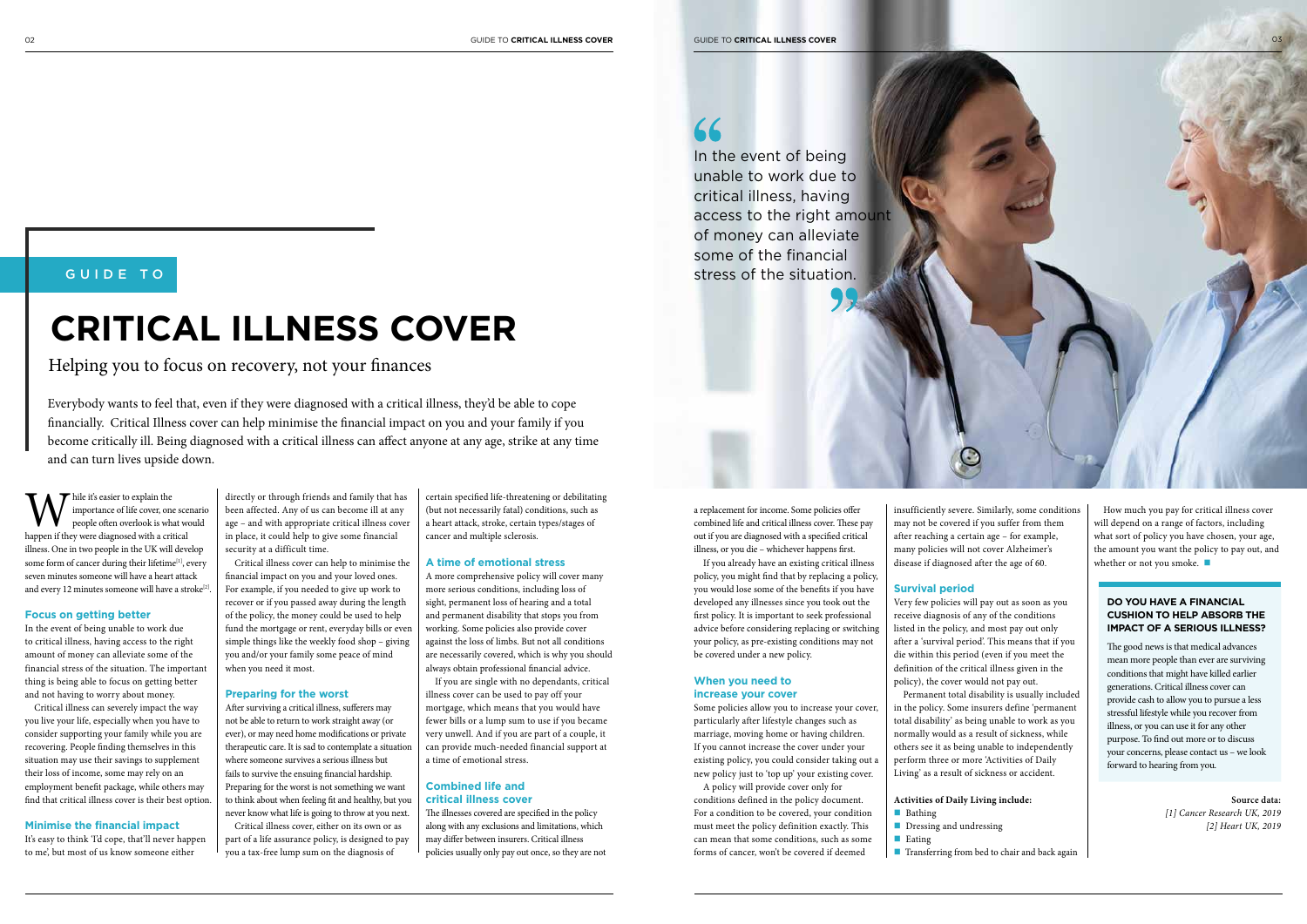## GUIDE TO

# CRITICAL ILLNESS COVER

Helping you to focus on recovery, not your finances

Everybody wants to feel that, even if they were diagnosed with a critical illness, they'd be able to cope financially. Critical Illness cover can help minimise the financial impact on you and your family if you become critically ill. Being diagnosed with a critical illness can affect anyone at any age, strike at any time and can turn lives upside down.

While it's easier to explain the importance of life cover, one scenario people often overlook is what would happen if they were diagnosed with a critical illness. One in two people in the UK will develop some form of cancer during their lifetime[1], every seven minutes someone will have a heart attack and every 12 minutes someone will have a stroke[2].

### Focus on getting better

In the event of being unable to work due to critical illness, having access to the right amount of money can alleviate some of the financial stress of the situation. The important thing is being able to focus on getting better and not having to worry about money.

Critical illness can severely impact the way you live your life, especially when you have to consider supporting your family while you are recovering. People finding themselves in this situation may use their savings to supplement their loss of income, some may rely on an employment benefit package, while others may find that critical illness cover is their best option.

### Minimise the financial impact

It's easy to think 'I'd cope, that'll never happen to me', but most of us know someone either directly or through friends and family that has been affected. Any of us can become ill at any age – and with appropriate critical illness cover in place, it could help to give some financial security at a difficult time.

Critical illness cover can help to minimise the financial impact on you and your loved ones. For example, if you needed to give up work to recover or if you passed away during the length of the policy, the money could be used to help fund the mortgage or rent, everyday bills or even simple things like the weekly food shop – giving you and/or your family some peace of mind when you need it most.

### Preparing for the worst

After surviving a critical illness, sufferers may not be able to return to work straight away (or ever), or may need home modifications or private therapeutic care. It is sad to contemplate a situation where someone survives a serious illness but fails to survive the ensuing financial hardship. Preparing for the worst is not something we want to think about when feeling fit and healthy, but you never know what life is going to throw at you next.

Critical illness cover, either on its own or as part of a life assurance policy, is designed to pay you a tax-free lump sum on the diagnosis of certain specified life-threatening or debilitating (but not necessarily fatal) conditions, such as a heart attack, stroke, certain types/stages of cancer and multiple sclerosis.

### A time of emotional stress

A more comprehensive policy will cover many more serious conditions, including loss of sight, permanent loss of hearing and a total and permanent disability that stops you from working. Some policies also provide cover against the loss of limbs. But not all conditions are necessarily covered, which is why you should always obtain professional financial advice.

If you are single with no dependants, critical illness cover can be used to pay off your mortgage, which means that you would have fewer bills or a lump sum to use if you became very unwell. And if you are part of a couple, it can provide much-needed financial support at a time of emotional stress.

### Combined life and critical illness cover

The illnesses covered are specified in the policy along with any exclusions and limitations, which may differ between insurers. Critical illness policies usually only pay out once, so they are not a replacement for income. Some policies offer combined life and critical illness cover. These pay out if you are diagnosed with a specified critical illness, or you die – whichever happens first.

If you already have an existing critical illness policy, you might find that by replacing a policy, you would lose some of the benefits if you have developed any illnesses since you took out the first policy. It is important to seek professional advice before considering replacing or switching your policy, as pre-existing conditions may not be covered under a new policy.

### When you need to increase your cover

Some policies allow you to increase your cover, particularly after lifestyle changes such as marriage, moving home or having children. If you cannot increase the cover under your existing policy, you could consider taking out a new policy just to 'top up' your existing cover.

A policy will provide cover only for conditions defined in the policy document. For a condition to be covered, your condition must meet the policy definition exactly. This can mean that some conditions, such as some forms of cancer, won't be covered if deemed insufficiently severe. Similarly, some conditions may not be covered if you suffer from them after reaching a certain age – for example, many policies will not cover Alzheimer's disease if diagnosed after the age of 60.

### Survival period

Very few policies will pay out as soon as you receive diagnosis of any of the conditions listed in the policy, and most pay out only after a 'survival period'. This means that if you die within this period (even if you meet the definition of the critical illness given in the policy), the cover would not pay out.

Permanent total disability is usually included in the policy. Some insurers define 'permanent total disability' as being unable to work as you normally would as a result of sickness, while others see it as being unable to independently perform three or more 'Activities of Daily Living' as a result of sickness or accident.

**Activities of Daily Living include:**

- Bathing
- Dressing and undressing
- Eating
- Transferring from bed to chair and back again

How much you pay for critical illness cover will depend on a range of factors, including what sort of policy you have chosen, your age, the amount you want the policy to pay out, and whether or not you smoke.

> In the event of being unable to work due to critical illness, having access to the right amount of money can alleviate some of the financial stress of the situation.

**DO YOU HAVE A FINANCIAL CUSHION TO HELP ABSORB THE IMPACT OF A SERIOUS ILLNESS?**

The good news is that medical advances mean more people than ever are surviving conditions that might have killed earlier generations. Critical illness cover can provide cash to allow you to pursue a less stressful lifestyle while you recover from illness, or you can use it for any other purpose. To find out more or to discuss your concerns, please contact us – we look forward to hearing from you.

**Source data:**
*[1] Cancer Research UK, 2019*
*[2] Heart UK, 2019*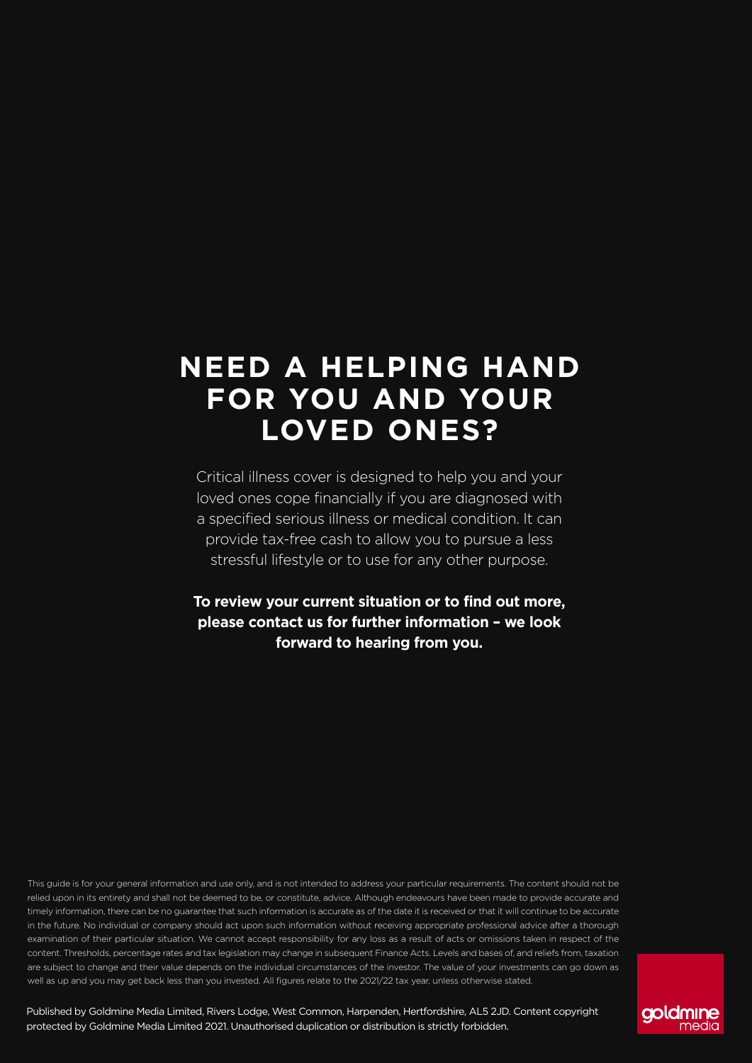# NEED A HELPING HAND FOR YOU AND YOUR LOVED ONES?

Critical illness cover is designed to help you and your loved ones cope financially if you are diagnosed with a specified serious illness or medical condition. It can provide tax-free cash to allow you to pursue a less stressful lifestyle or to use for any other purpose.

**To review your current situation or to find out more, please contact us for further information – we look forward to hearing from you.**

This guide is for your general information and use only, and is not intended to address your particular requirements. The content should not be relied upon in its entirety and shall not be deemed to be, or constitute, advice. Although endeavours have been made to provide accurate and timely information, there can be no guarantee that such information is accurate as of the date it is received or that it will continue to be accurate in the future. No individual or company should act upon such information without receiving appropriate professional advice after a thorough examination of their particular situation. We cannot accept responsibility for any loss as a result of acts or omissions taken in respect of the content. Thresholds, percentage rates and tax legislation may change in subsequent Finance Acts. Levels and bases of, and reliefs from, taxation are subject to change and their value depends on the individual circumstances of the investor. The value of your investments can go down as well as up and you may get back less than you invested. All figures relate to the 2021/22 tax year, unless otherwise stated.

Published by Goldmine Media Limited, Rivers Lodge, West Common, Harpenden, Hertfordshire, AL5 2JD. Content copyright protected by Goldmine Media Limited 2021. Unauthorised duplication or distribution is strictly forbidden.

goldmine media